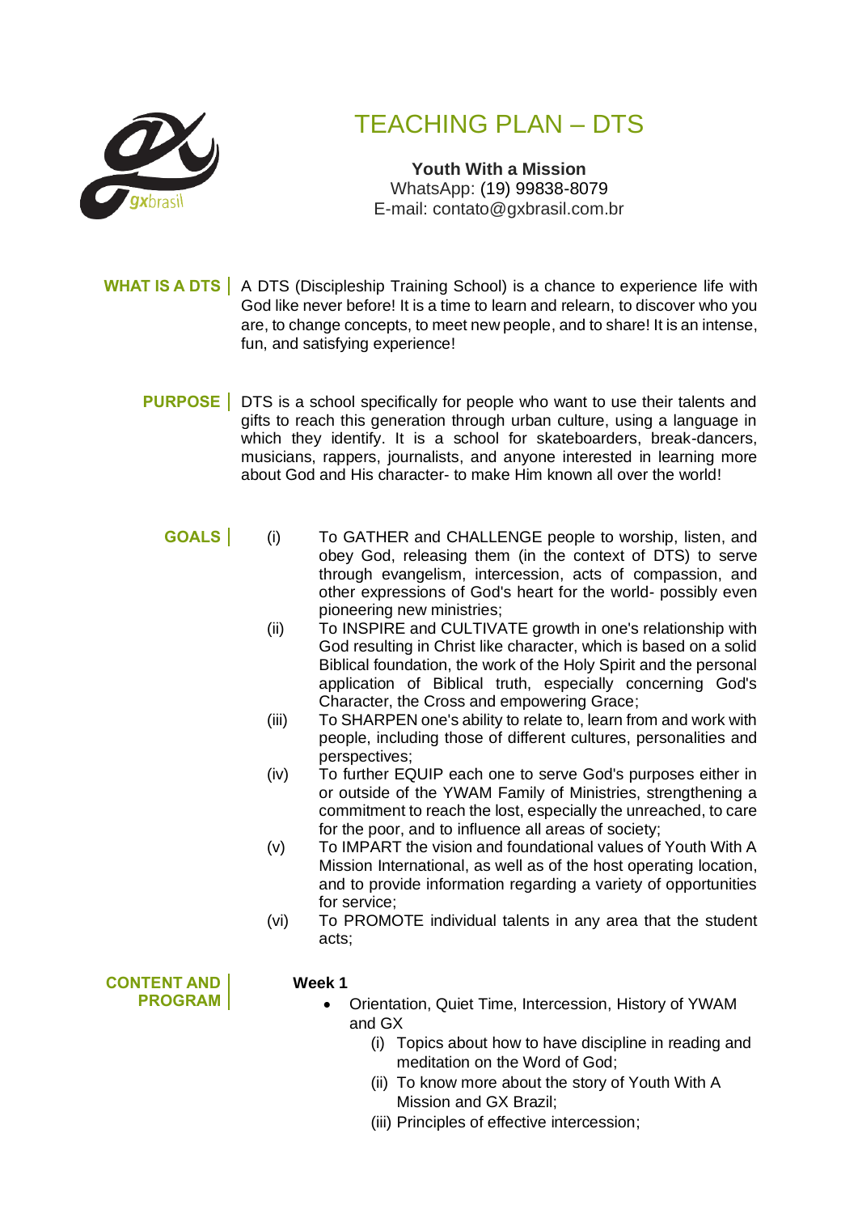# TEACHING PLAN – DTS

**Youth With a Mission**
WhatsApp: (19) 99838-8079
E-mail: contato@gxbrasil.com.br

**WHAT IS A DTS** | A DTS (Discipleship Training School) is a chance to experience life with God like never before! It is a time to learn and relearn, to discover who you are, to change concepts, to meet new people, and to share! It is an intense, fun, and satisfying experience!

**PURPOSE** | DTS is a school specifically for people who want to use their talents and gifts to reach this generation through urban culture, using a language in which they identify. It is a school for skateboarders, break-dancers, musicians, rappers, journalists, and anyone interested in learning more about God and His character- to make Him known all over the world!

**GOALS** |

(i) To GATHER and CHALLENGE people to worship, listen, and obey God, releasing them (in the context of DTS) to serve through evangelism, intercession, acts of compassion, and other expressions of God's heart for the world- possibly even pioneering new ministries;

(ii) To INSPIRE and CULTIVATE growth in one's relationship with God resulting in Christ like character, which is based on a solid Biblical foundation, the work of the Holy Spirit and the personal application of Biblical truth, especially concerning God's Character, the Cross and empowering Grace;

(iii) To SHARPEN one's ability to relate to, learn from and work with people, including those of different cultures, personalities and perspectives;

(iv) To further EQUIP each one to serve God's purposes either in or outside of the YWAM Family of Ministries, strengthening a commitment to reach the lost, especially the unreached, to care for the poor, and to influence all areas of society;

(v) To IMPART the vision and foundational values of Youth With A Mission International, as well as of the host operating location, and to provide information regarding a variety of opportunities for service;

(vi) To PROMOTE individual talents in any area that the student acts;

**CONTENT AND PROGRAM** |

**Week 1**

- Orientation, Quiet Time, Intercession, History of YWAM and GX
  - (i) Topics about how to have discipline in reading and meditation on the Word of God;
  - (ii) To know more about the story of Youth With A Mission and GX Brazil;
  - (iii) Principles of effective intercession;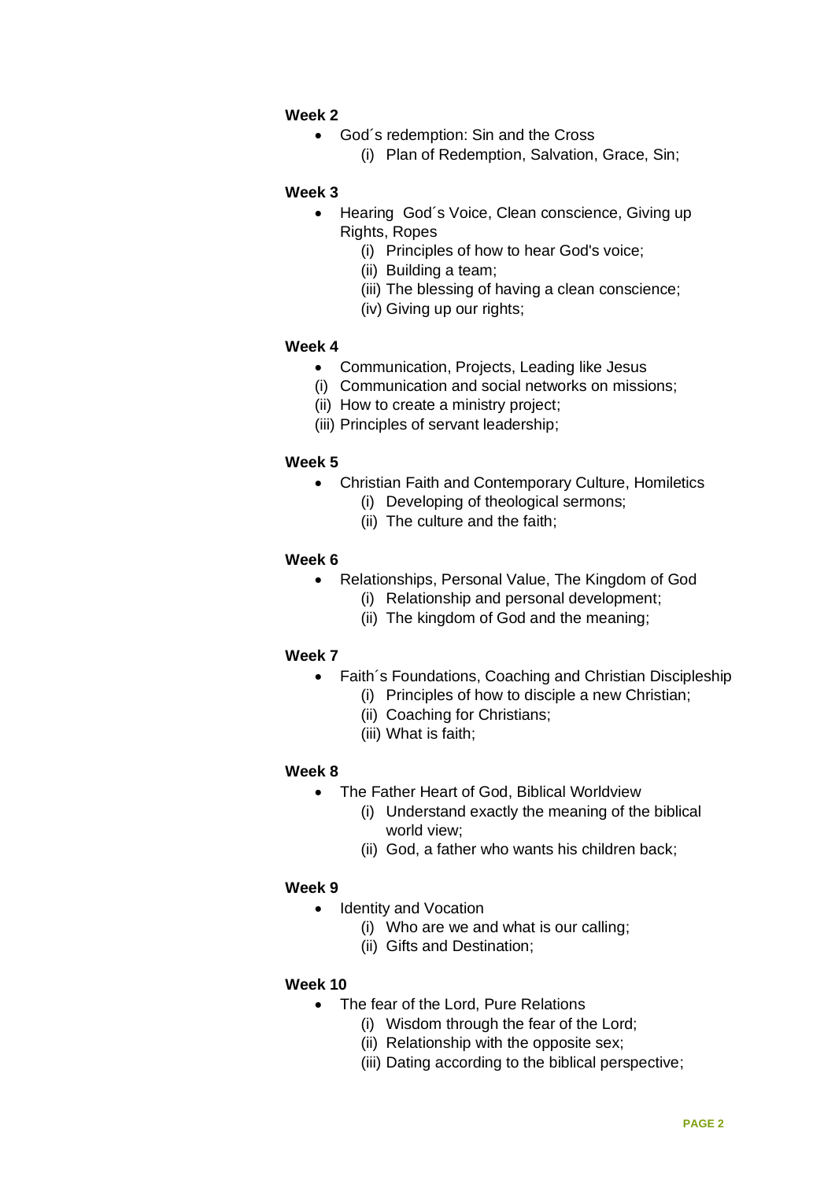**Week 2**

- God´s redemption: Sin and the Cross
    (i) Plan of Redemption, Salvation, Grace, Sin;

**Week 3**

- Hearing  God´s Voice, Clean conscience, Giving up Rights, Ropes
    (i) Principles of how to hear God's voice;
    (ii) Building a team;
    (iii) The blessing of having a clean conscience;
    (iv) Giving up our rights;

**Week 4**

- Communication, Projects, Leading like Jesus

(i) Communication and social networks on missions;
(ii) How to create a ministry project;
(iii) Principles of servant leadership;

**Week 5**

- Christian Faith and Contemporary Culture, Homiletics
    (i) Developing of theological sermons;
    (ii) The culture and the faith;

**Week 6**

- Relationships, Personal Value, The Kingdom of God
    (i) Relationship and personal development;
    (ii) The kingdom of God and the meaning;

**Week 7**

- Faith´s Foundations, Coaching and Christian Discipleship
    (i) Principles of how to disciple a new Christian;
    (ii) Coaching for Christians;
    (iii) What is faith;

**Week 8**

- The Father Heart of God, Biblical Worldview
    (i) Understand exactly the meaning of the biblical world view;
    (ii) God, a father who wants his children back;

**Week 9**

- Identity and Vocation
    (i) Who are we and what is our calling;
    (ii) Gifts and Destination;

**Week 10**

- The fear of the Lord, Pure Relations
    (i) Wisdom through the fear of the Lord;
    (ii) Relationship with the opposite sex;
    (iii) Dating according to the biblical perspective;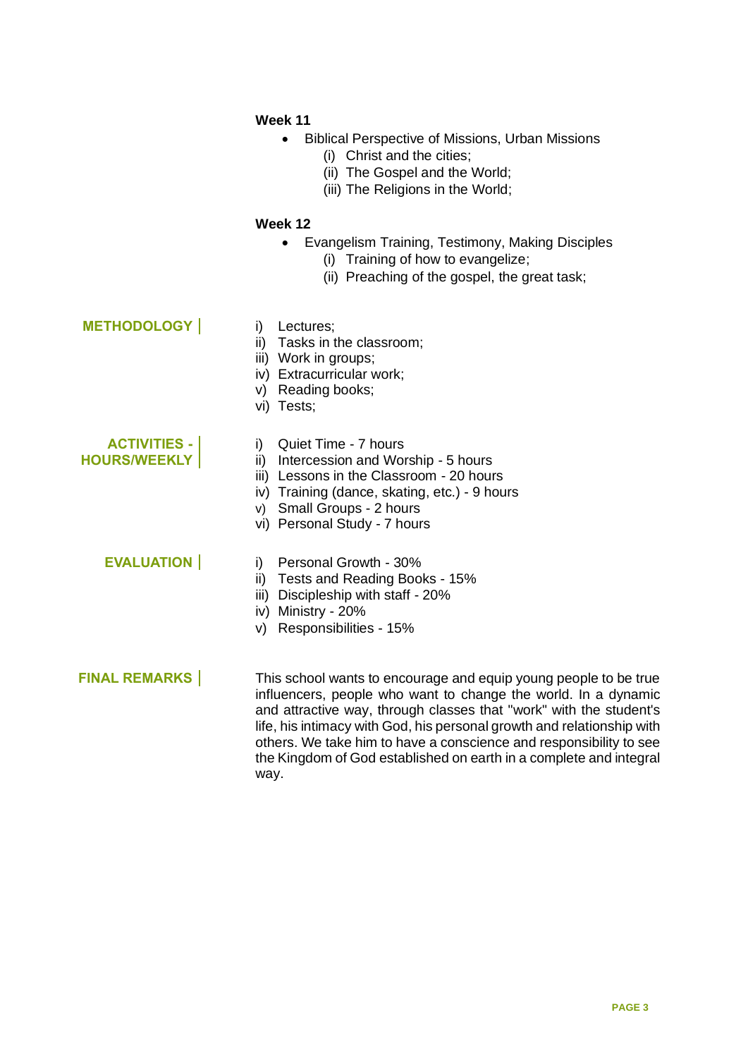**Week 11**

- Biblical Perspective of Missions, Urban Missions
  - (i) Christ and the cities;
  - (ii) The Gospel and the World;
  - (iii) The Religions in the World;

**Week 12**

- Evangelism Training, Testimony, Making Disciples
  - (i) Training of how to evangelize;
  - (ii) Preaching of the gospel, the great task;

## METHODOLOGY

i) Lectures;
ii) Tasks in the classroom;
iii) Work in groups;
iv) Extracurricular work;
v) Reading books;
vi) Tests;

## ACTIVITIES - HOURS/WEEKLY

i) Quiet Time - 7 hours
ii) Intercession and Worship - 5 hours
iii) Lessons in the Classroom - 20 hours
iv) Training (dance, skating, etc.) - 9 hours
v) Small Groups - 2 hours
vi) Personal Study - 7 hours

## EVALUATION

i) Personal Growth - 30%
ii) Tests and Reading Books - 15%
iii) Discipleship with staff - 20%
iv) Ministry - 20%
v) Responsibilities - 15%

## FINAL REMARKS

This school wants to encourage and equip young people to be true influencers, people who want to change the world. In a dynamic and attractive way, through classes that "work" with the student's life, his intimacy with God, his personal growth and relationship with others. We take him to have a conscience and responsibility to see the Kingdom of God established on earth in a complete and integral way.